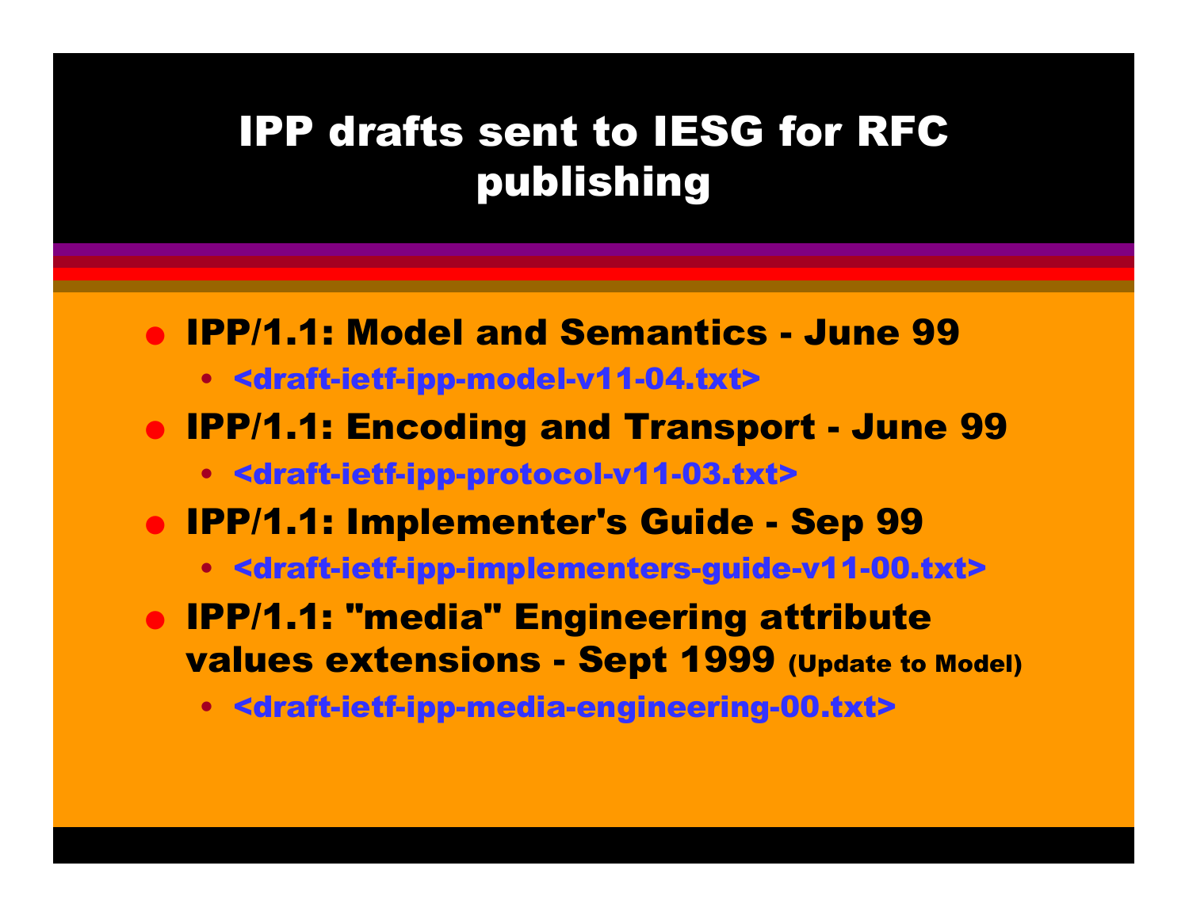# IPP drafts sent to IESG for RFC publishing

- **IPP/1.1: Model and Semantics - June 99**
  - <draft-ietf-ipp-model-v11-04.txt>
- **IPP/1.1: Encoding and Transport - June 99**
  - <draft-ietf-ipp-protocol-v11-03.txt>
- **IPP/1.1: Implementer's Guide - Sep 99**
  - <draft-ietf-ipp-implementers-guide-v11-00.txt>
- **IPP/1.1: "media" Engineering attribute values extensions - Sept 1999** (Update to Model)
  - <draft-ietf-ipp-media-engineering-00.txt>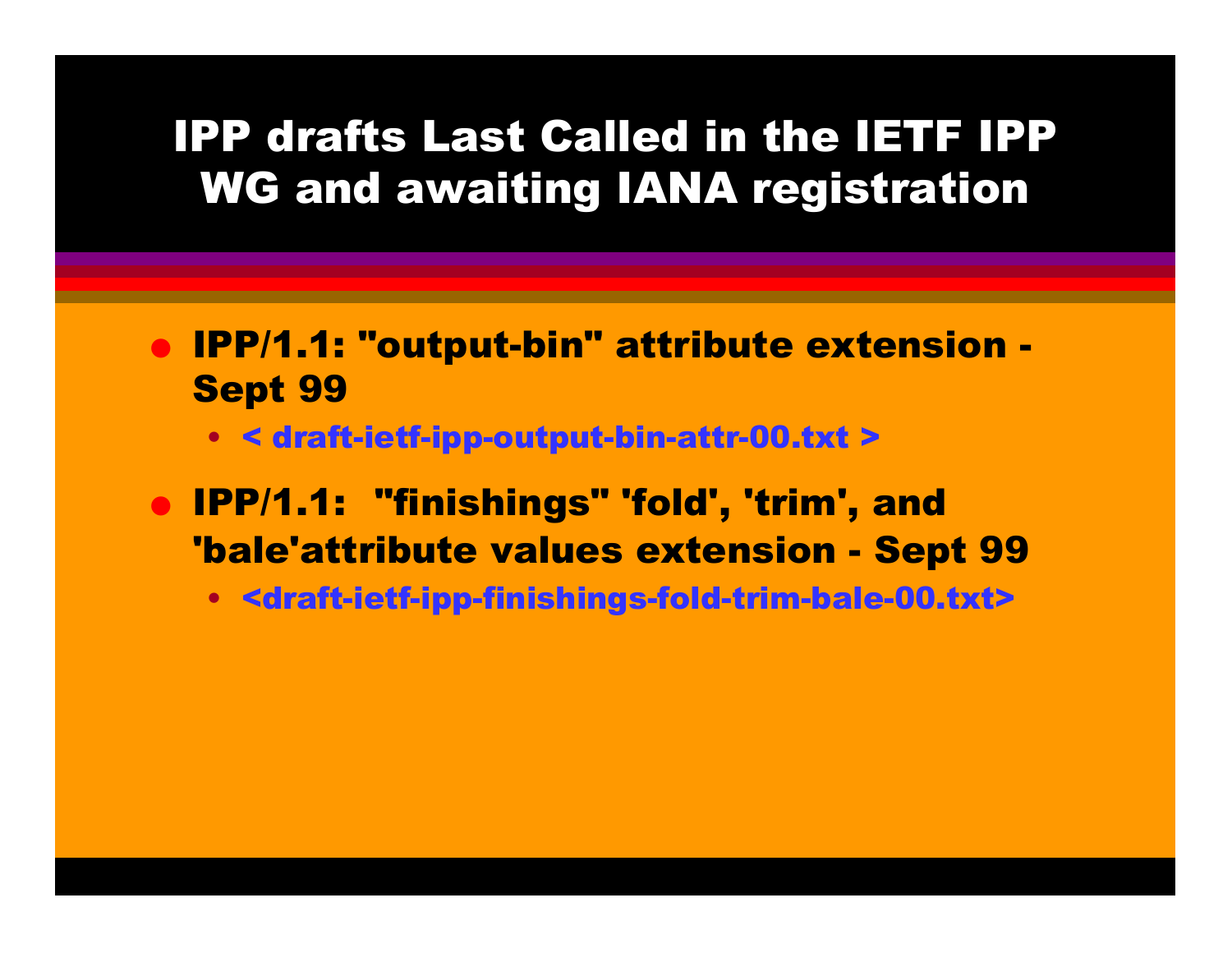# IPP drafts Last Called in the IETF IPP WG and awaiting IANA registration

- IPP/1.1: "output-bin" attribute extension - Sept 99
  - < draft-ietf-ipp-output-bin-attr-00.txt >
- IPP/1.1: "finishings" 'fold', 'trim', and 'bale'attribute values extension - Sept 99
  - <draft-ietf-ipp-finishings-fold-trim-bale-00.txt>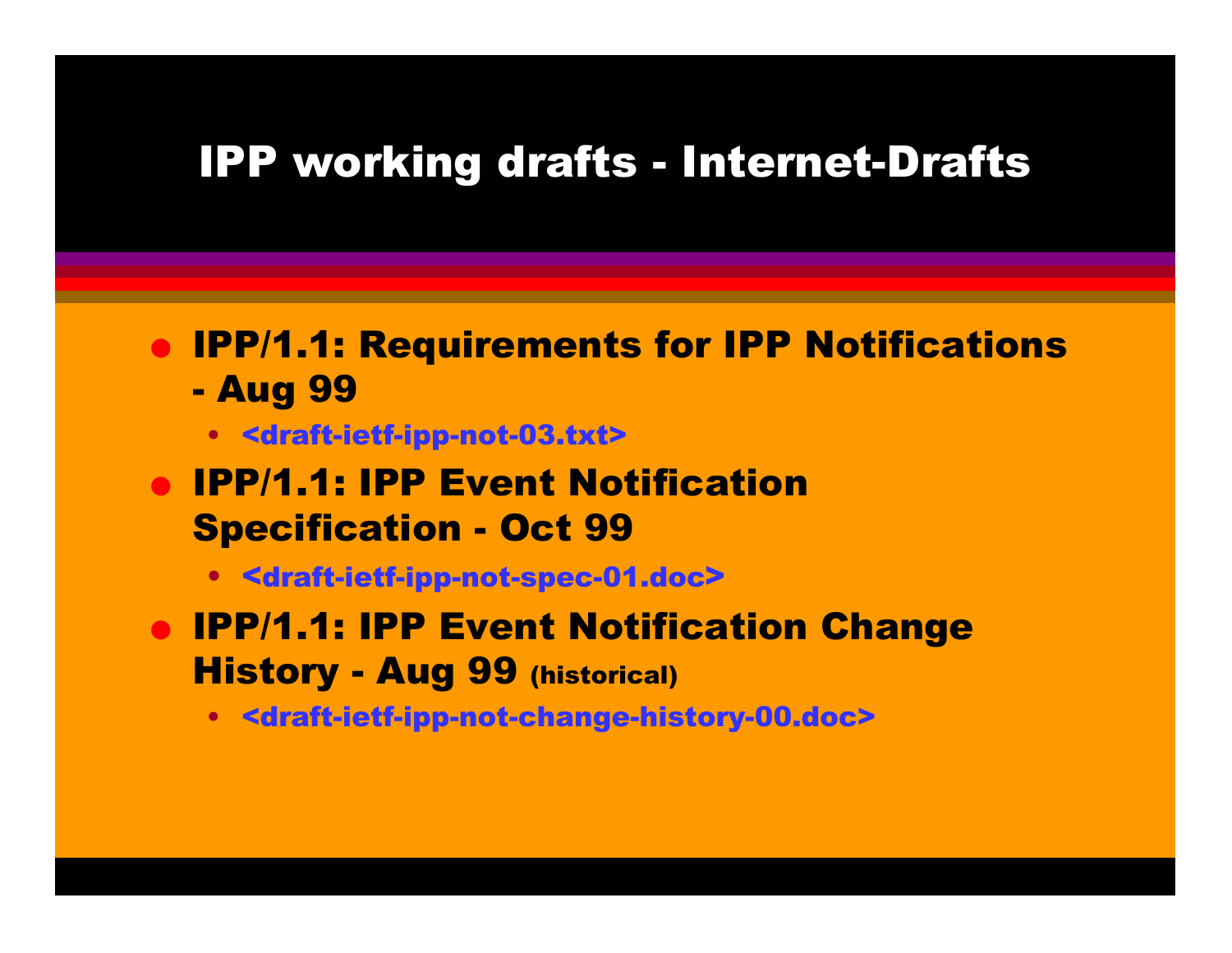# IPP working drafts - Internet-Drafts

- **IPP/1.1: Requirements for IPP Notifications - Aug 99**
  - <draft-ietf-ipp-not-03.txt>
- **IPP/1.1: IPP Event Notification Specification - Oct 99**
  - <draft-ietf-ipp-not-spec-01.doc>
- **IPP/1.1: IPP Event Notification Change History - Aug 99** (historical)
  - <draft-ietf-ipp-not-change-history-00.doc>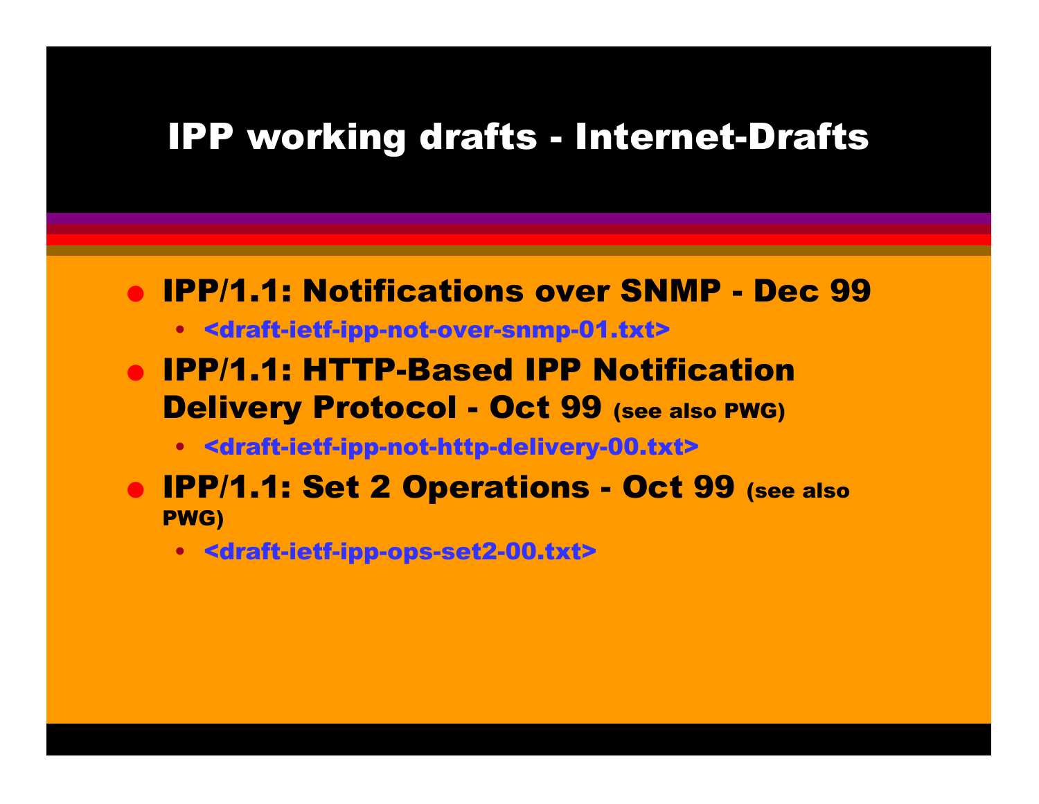# IPP working drafts - Internet-Drafts

- **IPP/1.1: Notifications over SNMP - Dec 99**
  - <draft-ietf-ipp-not-over-snmp-01.txt>
- **IPP/1.1: HTTP-Based IPP Notification Delivery Protocol - Oct 99** (see also PWG)
  - <draft-ietf-ipp-not-http-delivery-00.txt>
- **IPP/1.1: Set 2 Operations - Oct 99** (see also PWG)
  - <draft-ietf-ipp-ops-set2-00.txt>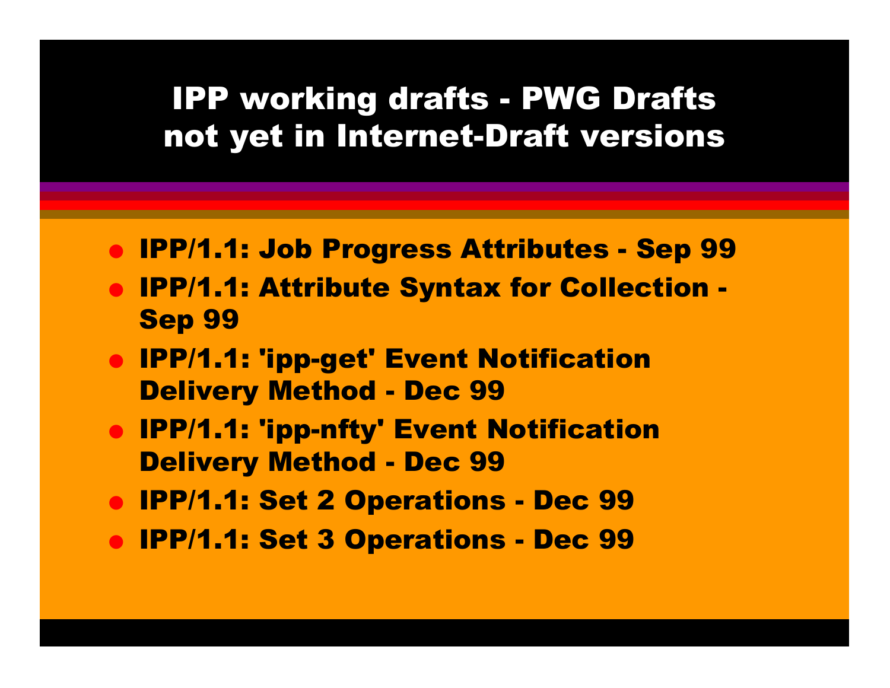# IPP working drafts - PWG Drafts not yet in Internet-Draft versions

- IPP/1.1: Job Progress Attributes - Sep 99
- IPP/1.1: Attribute Syntax for Collection - Sep 99
- IPP/1.1: 'ipp-get' Event Notification Delivery Method - Dec 99
- IPP/1.1: 'ipp-nfty' Event Notification Delivery Method - Dec 99
- IPP/1.1: Set 2 Operations - Dec 99
- IPP/1.1: Set 3 Operations - Dec 99